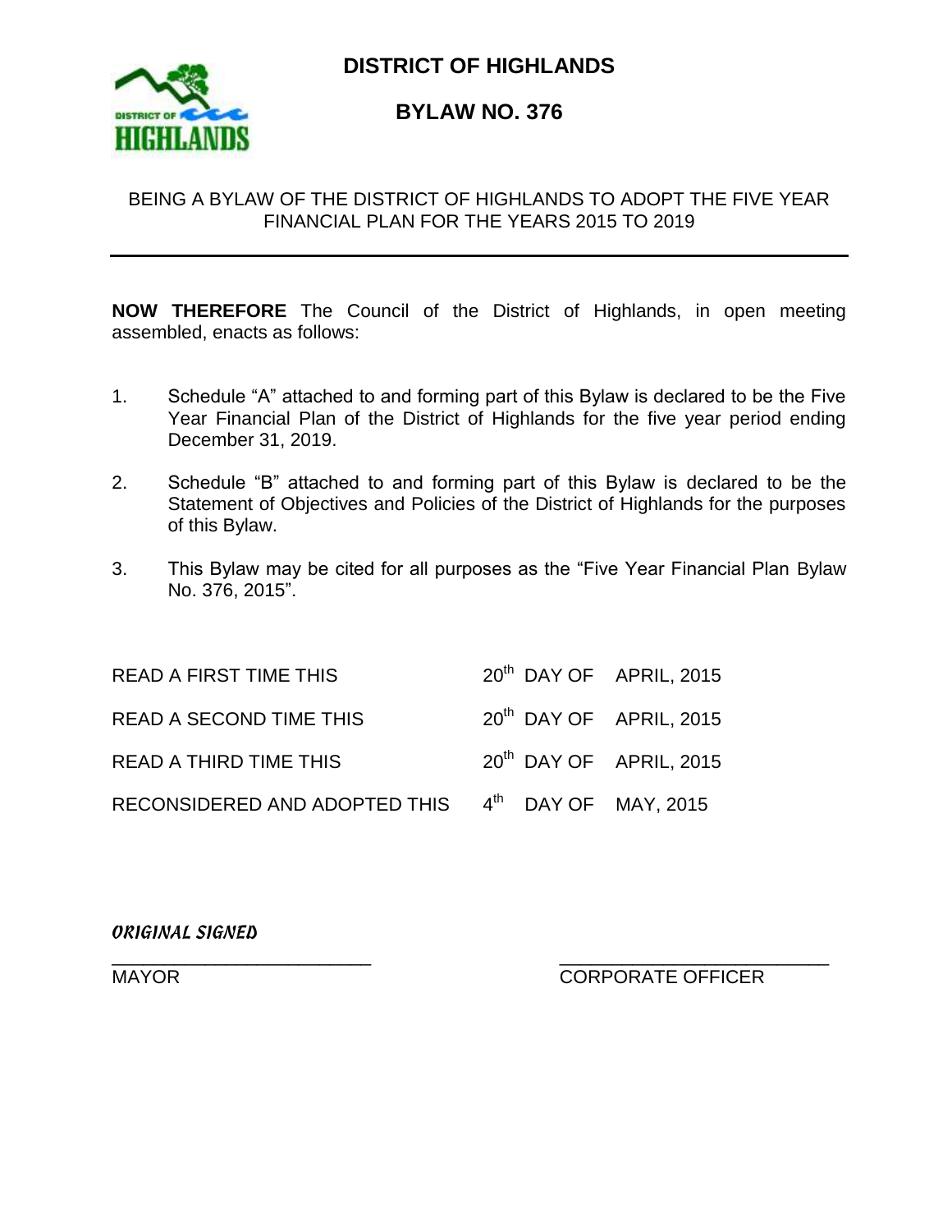# DISTRICT OF HIGHLANDS

## BYLAW NO. 376

BEING A BYLAW OF THE DISTRICT OF HIGHLANDS TO ADOPT THE FIVE YEAR FINANCIAL PLAN FOR THE YEARS 2015 TO 2019

---

**NOW THEREFORE** The Council of the District of Highlands, in open meeting assembled, enacts as follows:

1. Schedule "A" attached to and forming part of this Bylaw is declared to be the Five Year Financial Plan of the District of Highlands for the five year period ending December 31, 2019.
2. Schedule "B" attached to and forming part of this Bylaw is declared to be the Statement of Objectives and Policies of the District of Highlands for the purposes of this Bylaw.
3. This Bylaw may be cited for all purposes as the "Five Year Financial Plan Bylaw No. 376, 2015".

| | | |
|---|---|---|
| READ A FIRST TIME THIS | 20th DAY OF | APRIL, 2015 |
| READ A SECOND TIME THIS | 20th DAY OF | APRIL, 2015 |
| READ A THIRD TIME THIS | 20th DAY OF | APRIL, 2015 |
| RECONSIDERED AND ADOPTED THIS | 4th DAY OF | MAY, 2015 |

*ORIGINAL SIGNED*

\_\_\_\_\_\_\_\_\_\_\_\_\_\_\_\_\_\_\_\_\_\_\_\_\_ \_\_\_\_\_\_\_\_\_\_\_\_\_\_\_\_\_\_\_\_\_\_\_\_\_

MAYOR CORPORATE OFFICER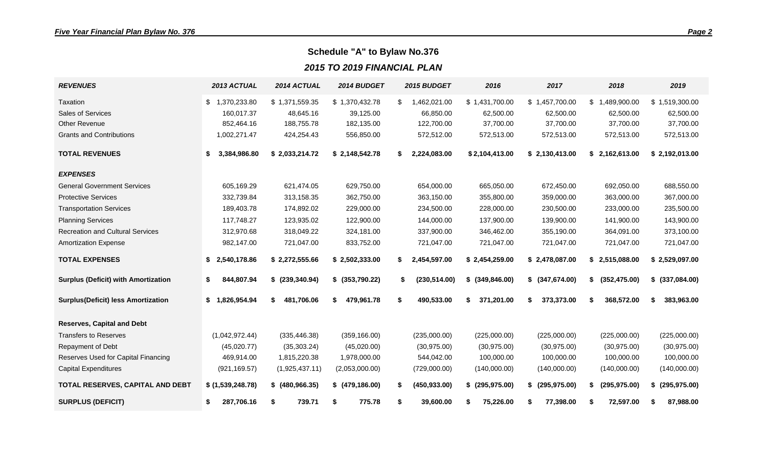## Schedule "A" to Bylaw No.376

### *2015 TO 2019 FINANCIAL PLAN*

| ***REVENUES*** | ***2013 ACTUAL*** | ***2014 ACTUAL*** | ***2014 BUDGET*** | ***2015 BUDGET*** | ***2016*** | ***2017*** | ***2018*** | ***2019*** |
|---|---|---|---|---|---|---|---|---|
| Taxation | $ 1,370,233.80 | $ 1,371,559.35 | $ 1,370,432.78 | $ 1,462,021.00 | $ 1,431,700.00 | $ 1,457,700.00 | $ 1,489,900.00 | $ 1,519,300.00 |
| Sales of Services | 160,017.37 | 48,645.16 | 39,125.00 | 66,850.00 | 62,500.00 | 62,500.00 | 62,500.00 | 62,500.00 |
| Other Revenue | 852,464.16 | 188,755.78 | 182,135.00 | 122,700.00 | 37,700.00 | 37,700.00 | 37,700.00 | 37,700.00 |
| Grants and Contributions | 1,002,271.47 | 424,254.43 | 556,850.00 | 572,512.00 | 572,513.00 | 572,513.00 | 572,513.00 | 572,513.00 |
| **TOTAL REVENUES** | **$ 3,384,986.80** | **$ 2,033,214.72** | **$ 2,148,542.78** | **$ 2,224,083.00** | **$ 2,104,413.00** | **$ 2,130,413.00** | **$ 2,162,613.00** | **$ 2,192,013.00** |
| ***EXPENSES*** | | | | | | | | |
| General Government Services | 605,169.29 | 621,474.05 | 629,750.00 | 654,000.00 | 665,050.00 | 672,450.00 | 692,050.00 | 688,550.00 |
| Protective Services | 332,739.84 | 313,158.35 | 362,750.00 | 363,150.00 | 355,800.00 | 359,000.00 | 363,000.00 | 367,000.00 |
| Transportation Services | 189,403.78 | 174,892.02 | 229,000.00 | 234,500.00 | 228,000.00 | 230,500.00 | 233,000.00 | 235,500.00 |
| Planning Services | 117,748.27 | 123,935.02 | 122,900.00 | 144,000.00 | 137,900.00 | 139,900.00 | 141,900.00 | 143,900.00 |
| Recreation and Cultural Services | 312,970.68 | 318,049.22 | 324,181.00 | 337,900.00 | 346,462.00 | 355,190.00 | 364,091.00 | 373,100.00 |
| Amortization Expense | 982,147.00 | 721,047.00 | 833,752.00 | 721,047.00 | 721,047.00 | 721,047.00 | 721,047.00 | 721,047.00 |
| **TOTAL EXPENSES** | **$ 2,540,178.86** | **$ 2,272,555.66** | **$ 2,502,333.00** | **$ 2,454,597.00** | **$ 2,454,259.00** | **$ 2,478,087.00** | **$ 2,515,088.00** | **$ 2,529,097.00** |
| **Surplus (Deficit) with Amortization** | **$ 844,807.94** | **$ (239,340.94)** | **$ (353,790.22)** | **$ (230,514.00)** | **$ (349,846.00)** | **$ (347,674.00)** | **$ (352,475.00)** | **$ (337,084.00)** |
| **Surplus(Deficit) less Amortization** | **$ 1,826,954.94** | **$ 481,706.06** | **$ 479,961.78** | **$ 490,533.00** | **$ 371,201.00** | **$ 373,373.00** | **$ 368,572.00** | **$ 383,963.00** |
| **Reserves, Capital and Debt** | | | | | | | | |
| Transfers to Reserves | (1,042,972.44) | (335,446.38) | (359,166.00) | (235,000.00) | (225,000.00) | (225,000.00) | (225,000.00) | (225,000.00) |
| Repayment of Debt | (45,020.77) | (35,303.24) | (45,020.00) | (30,975.00) | (30,975.00) | (30,975.00) | (30,975.00) | (30,975.00) |
| Reserves Used for Capital Financing | 469,914.00 | 1,815,220.38 | 1,978,000.00 | 544,042.00 | 100,000.00 | 100,000.00 | 100,000.00 | 100,000.00 |
| Capital Expenditures | (921,169.57) | (1,925,437.11) | (2,053,000.00) | (729,000.00) | (140,000.00) | (140,000.00) | (140,000.00) | (140,000.00) |
| **TOTAL RESERVES, CAPITAL AND DEBT** | **$ (1,539,248.78)** | **$ (480,966.35)** | **$ (479,186.00)** | **$ (450,933.00)** | **$ (295,975.00)** | **$ (295,975.00)** | **$ (295,975.00)** | **$ (295,975.00)** |
| **SURPLUS (DEFICIT)** | **$ 287,706.16** | **$ 739.71** | **$ 775.78** | **$ 39,600.00** | **$ 75,226.00** | **$ 77,398.00** | **$ 72,597.00** | **$ 87,988.00** |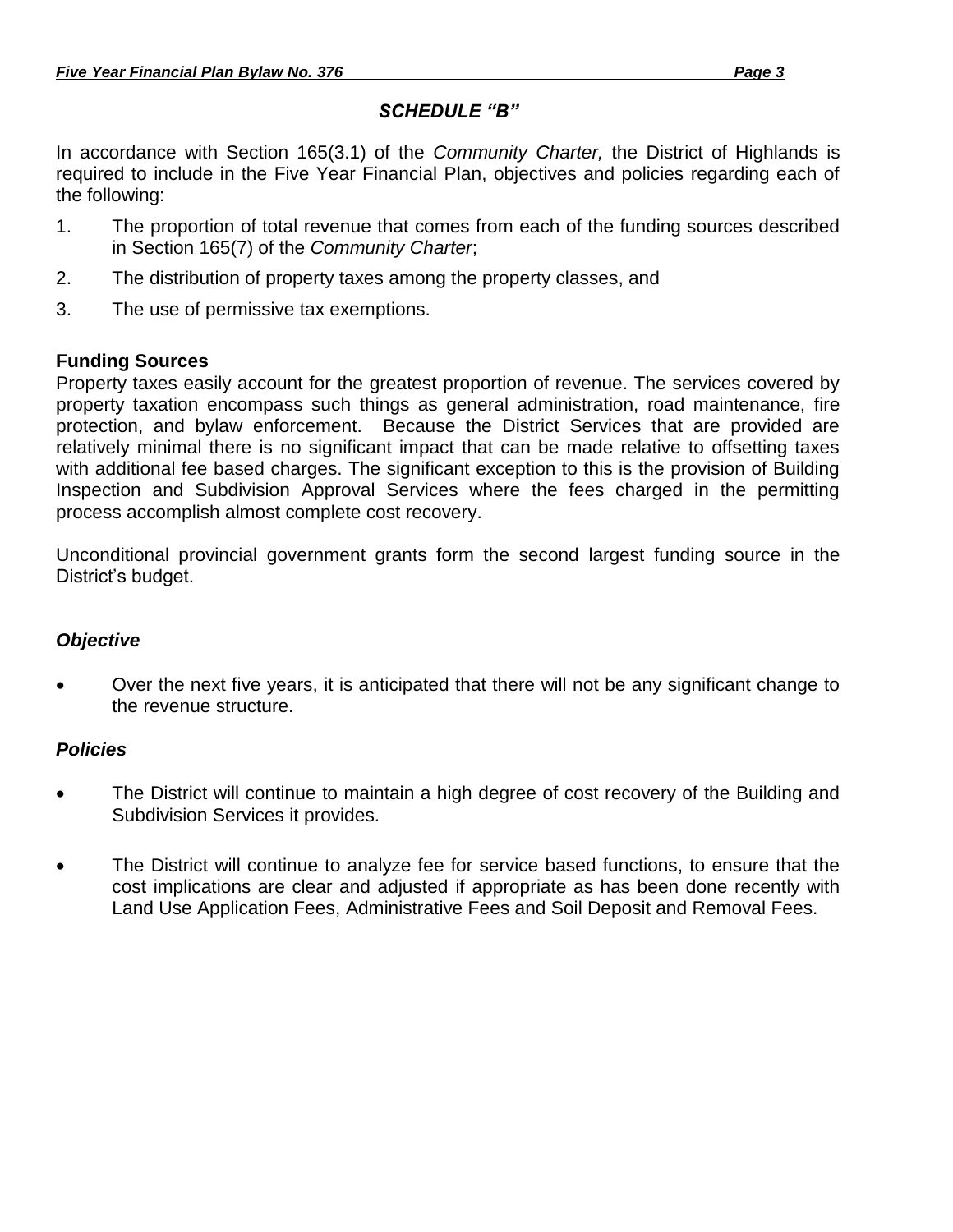## *SCHEDULE "B"*

In accordance with Section 165(3.1) of the *Community Charter,* the District of Highlands is required to include in the Five Year Financial Plan, objectives and policies regarding each of the following:

1. The proportion of total revenue that comes from each of the funding sources described in Section 165(7) of the *Community Charter*;
2. The distribution of property taxes among the property classes, and
3. The use of permissive tax exemptions.

**Funding Sources**

Property taxes easily account for the greatest proportion of revenue. The services covered by property taxation encompass such things as general administration, road maintenance, fire protection, and bylaw enforcement. Because the District Services that are provided are relatively minimal there is no significant impact that can be made relative to offsetting taxes with additional fee based charges. The significant exception to this is the provision of Building Inspection and Subdivision Approval Services where the fees charged in the permitting process accomplish almost complete cost recovery.

Unconditional provincial government grants form the second largest funding source in the District's budget.

***Objective***

- Over the next five years, it is anticipated that there will not be any significant change to the revenue structure.

***Policies***

- The District will continue to maintain a high degree of cost recovery of the Building and Subdivision Services it provides.
- The District will continue to analyze fee for service based functions, to ensure that the cost implications are clear and adjusted if appropriate as has been done recently with Land Use Application Fees, Administrative Fees and Soil Deposit and Removal Fees.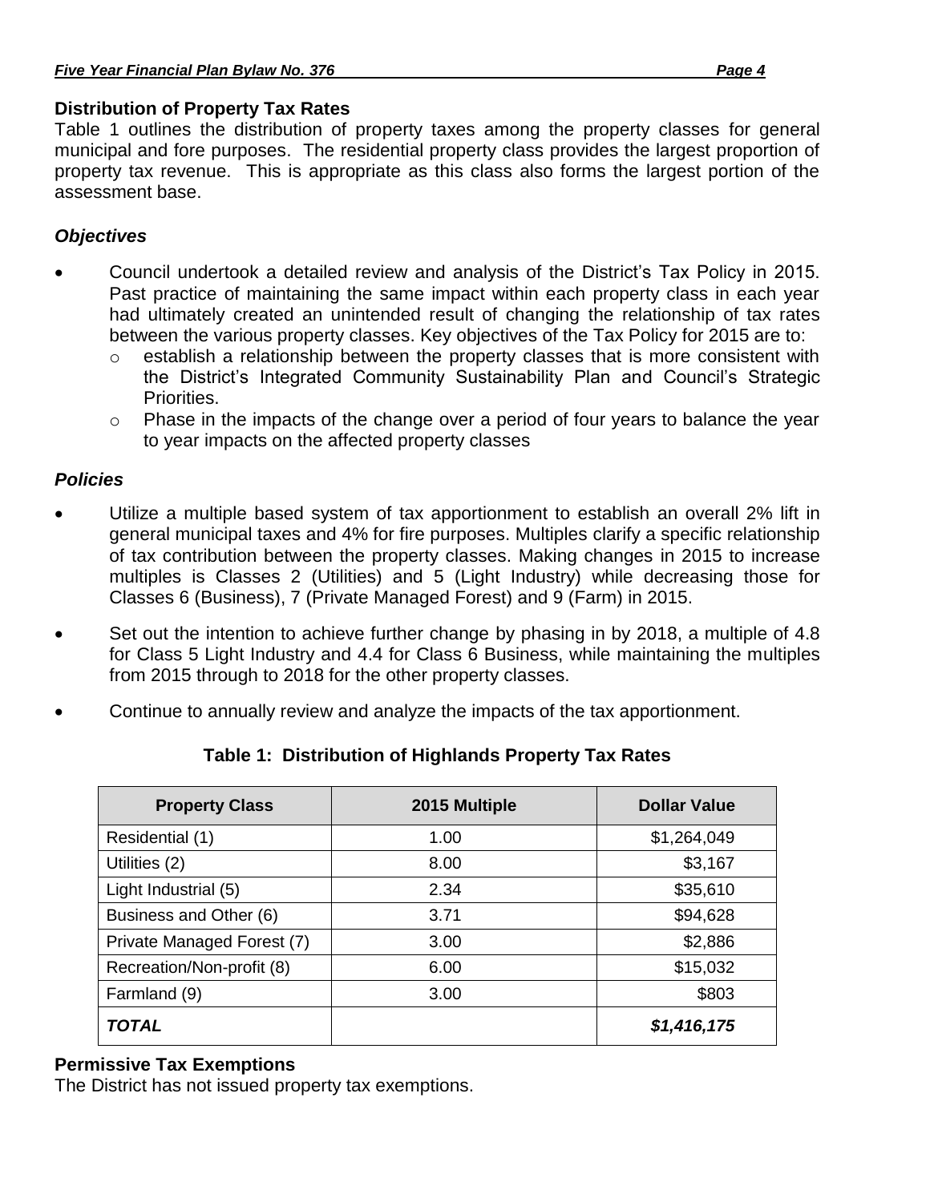## Distribution of Property Tax Rates

Table 1 outlines the distribution of property taxes among the property classes for general municipal and fore purposes. The residential property class provides the largest proportion of property tax revenue. This is appropriate as this class also forms the largest portion of the assessment base.

### *Objectives*

- Council undertook a detailed review and analysis of the District's Tax Policy in 2015. Past practice of maintaining the same impact within each property class in each year had ultimately created an unintended result of changing the relationship of tax rates between the various property classes. Key objectives of the Tax Policy for 2015 are to:
  - establish a relationship between the property classes that is more consistent with the District's Integrated Community Sustainability Plan and Council's Strategic Priorities.
  - Phase in the impacts of the change over a period of four years to balance the year to year impacts on the affected property classes

### *Policies*

- Utilize a multiple based system of tax apportionment to establish an overall 2% lift in general municipal taxes and 4% for fire purposes. Multiples clarify a specific relationship of tax contribution between the property classes. Making changes in 2015 to increase multiples is Classes 2 (Utilities) and 5 (Light Industry) while decreasing those for Classes 6 (Business), 7 (Private Managed Forest) and 9 (Farm) in 2015.
- Set out the intention to achieve further change by phasing in by 2018, a multiple of 4.8 for Class 5 Light Industry and 4.4 for Class 6 Business, while maintaining the multiples from 2015 through to 2018 for the other property classes.
- Continue to annually review and analyze the impacts of the tax apportionment.

**Table 1: Distribution of Highlands Property Tax Rates**

| Property Class | 2015 Multiple | Dollar Value |
|---|---|---|
| Residential (1) | 1.00 | $1,264,049 |
| Utilities (2) | 8.00 | $3,167 |
| Light Industrial (5) | 2.34 | $35,610 |
| Business and Other (6) | 3.71 | $94,628 |
| Private Managed Forest (7) | 3.00 | $2,886 |
| Recreation/Non-profit (8) | 6.00 | $15,032 |
| Farmland (9) | 3.00 | $803 |
| ***TOTAL*** | | ***$1,416,175*** |

## Permissive Tax Exemptions

The District has not issued property tax exemptions.